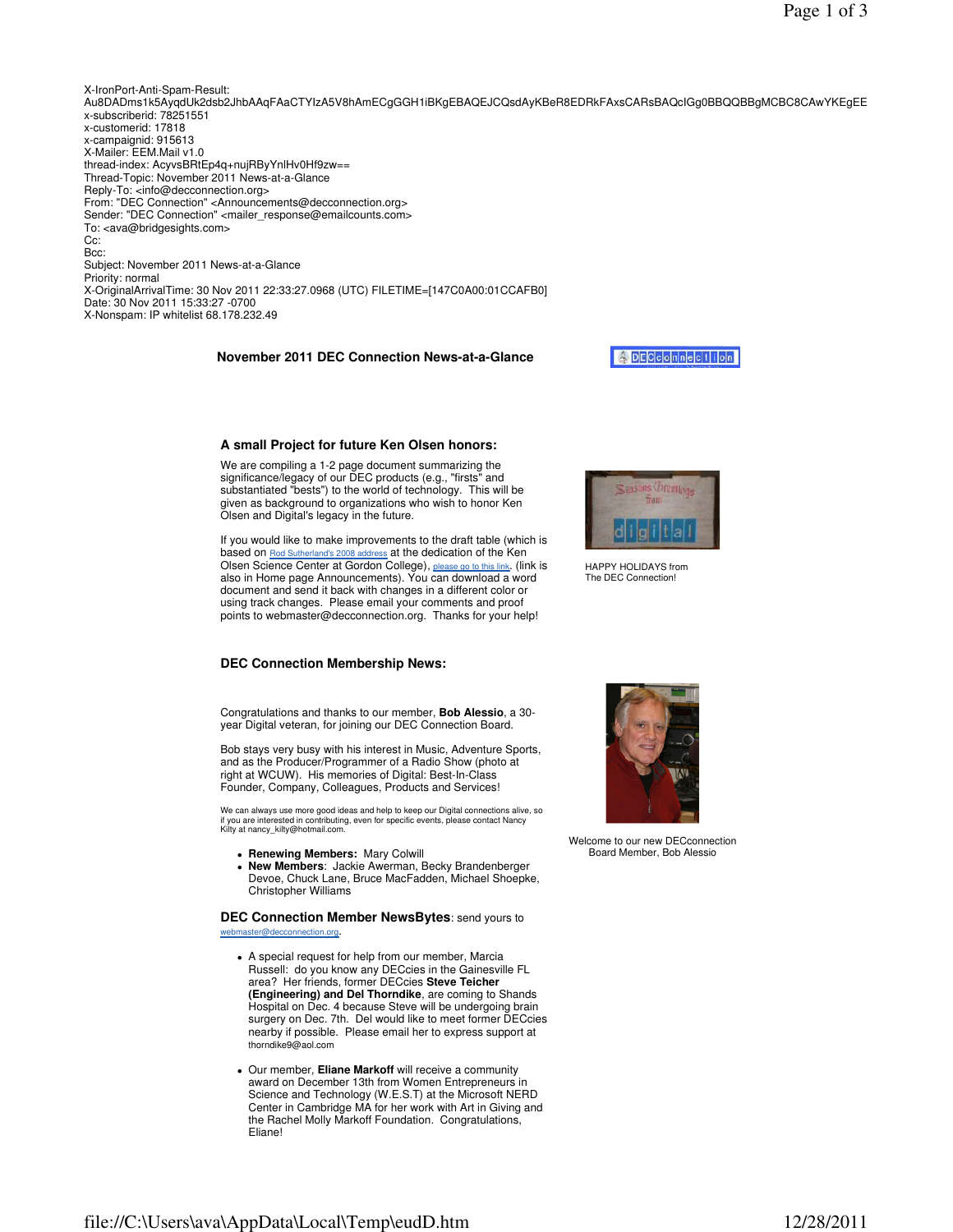X-IronPort-Anti-Spam-Result:
Au8DADms1k5AyqdUk2dsb2JhbAAqFAaCTYIzA5V8hAmECgGGH1iBKgEBAQEJCQsdAyKBeR8EDRkFAxsCARsBAQcIGg0BBQQBBgMCBC8CAwYKEgEE
x-subscriberid: 78251551
x-customerid: 17818
x-campaignid: 915613
X-Mailer: EEM.Mail v1.0
thread-index: AcyvsBRtEp4q+nujRByYnlHv0Hf9zw==
Thread-Topic: November 2011 News-at-a-Glance
Reply-To: <info@decconnection.org>
From: "DEC Connection" <Announcements@decconnection.org>
Sender: "DEC Connection" <mailer_response@emailcounts.com>
To: <ava@bridgesights.com>
Cc:
Bcc:
Subject: November 2011 News-at-a-Glance
Priority: normal
X-OriginalArrivalTime: 30 Nov 2011 22:33:27.0968 (UTC) FILETIME=[147C0A00:01CCAFB0]
Date: 30 Nov 2011 15:33:27 -0700
X-Nonspam: IP whitelist 68.178.232.49

# November 2011 DEC Connection News-at-a-Glance

## A small Project for future Ken Olsen honors:

We are compiling a 1-2 page document summarizing the significance/legacy of our DEC products (e.g., "firsts" and substantiated "bests") to the world of technology. This will be given as background to organizations who wish to honor Ken Olsen and Digital's legacy in the future.

If you would like to make improvements to the draft table (which is based on Rod Sutherland's 2008 address at the dedication of the Ken Olsen Science Center at Gordon College), please go to this link. (link is also in Home page Announcements). You can download a word document and send it back with changes in a different color or using track changes. Please email your comments and proof points to webmaster@decconnection.org. Thanks for your help!

HAPPY HOLIDAYS from The DEC Connection!

## DEC Connection Membership News:

Congratulations and thanks to our member, **Bob Alessio**, a 30-year Digital veteran, for joining our DEC Connection Board.

Bob stays very busy with his interest in Music, Adventure Sports, and as the Producer/Programmer of a Radio Show (photo at right at WCUW). His memories of Digital: Best-In-Class Founder, Company, Colleagues, Products and Services!

Welcome to our new DECconnection Board Member, Bob Alessio

We can always use more good ideas and help to keep our Digital connections alive, so if you are interested in contributing, even for specific events, please contact Nancy Kilty at nancy_kilty@hotmail.com.

- **Renewing Members:** Mary Colwill
- **New Members**: Jackie Awerman, Becky Brandenberger Devoe, Chuck Lane, Bruce MacFadden, Michael Shoepke, Christopher Williams

## DEC Connection Member NewsBytes: send yours to webmaster@decconnection.org.

- A special request for help from our member, Marcia Russell: do you know any DECcies in the Gainesville FL area? Her friends, former DECcies **Steve Teicher (Engineering) and Del Thorndike**, are coming to Shands Hospital on Dec. 4 because Steve will be undergoing brain surgery on Dec. 7th. Del would like to meet former DECcies nearby if possible. Please email her to express support at thorndike9@aol.com

- Our member, **Eliane Markoff** will receive a community award on December 13th from Women Entrepreneurs in Science and Technology (W.E.S.T) at the Microsoft NERD Center in Cambridge MA for her work with Art in Giving and the Rachel Molly Markoff Foundation. Congratulations, Eliane!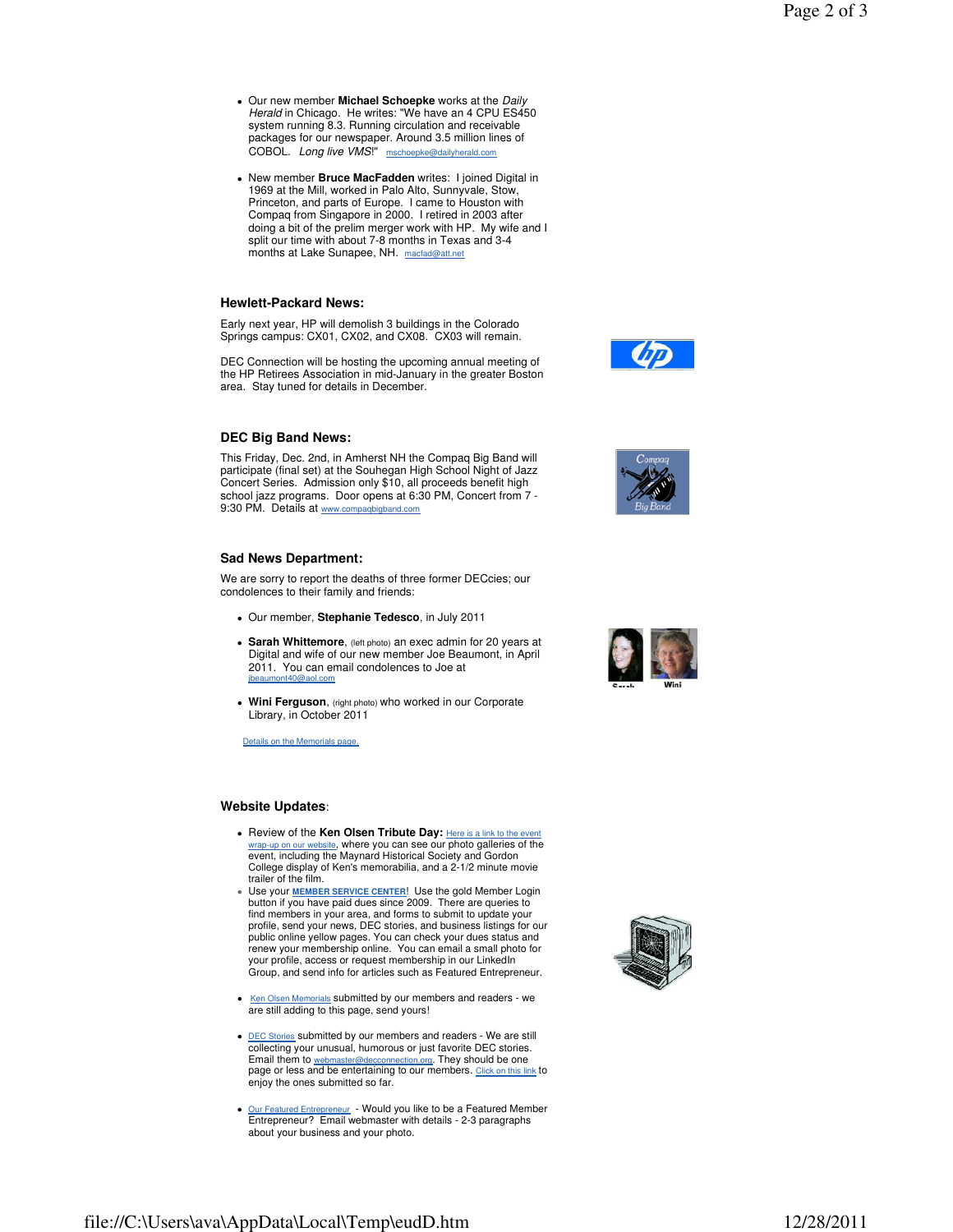- Our new member **Michael Schoepke** works at the *Daily Herald* in Chicago. He writes: "We have an 4 CPU ES450 system running 8.3. Running circulation and receivable packages for our newspaper. Around 3.5 million lines of COBOL. *Long live VMS*!" mschoepke@dailyherald.com

- New member **Bruce MacFadden** writes: I joined Digital in 1969 at the Mill, worked in Palo Alto, Sunnyvale, Stow, Princeton, and parts of Europe. I came to Houston with Compaq from Singapore in 2000. I retired in 2003 after doing a bit of the prelim merger work with HP. My wife and I split our time with about 7-8 months in Texas and 3-4 months at Lake Sunapee, NH. macfad@att.net

### Hewlett-Packard News:

Early next year, HP will demolish 3 buildings in the Colorado Springs campus: CX01, CX02, and CX08. CX03 will remain.

DEC Connection will be hosting the upcoming annual meeting of the HP Retirees Association in mid-January in the greater Boston area. Stay tuned for details in December.

### DEC Big Band News:

This Friday, Dec. 2nd, in Amherst NH the Compaq Big Band will participate (final set) at the Souhegan High School Night of Jazz Concert Series. Admission only $10, all proceeds benefit high school jazz programs. Door opens at 6:30 PM, Concert from 7 - 9:30 PM. Details at www.compaqbigband.com

### Sad News Department:

We are sorry to report the deaths of three former DECcies; our condolences to their family and friends:

- Our member, **Stephanie Tedesco**, in July 2011
- **Sarah Whittemore**, (left photo) an exec admin for 20 years at Digital and wife of our new member Joe Beaumont, in April 2011. You can email condolences to Joe at jbeaumont40@aol.com
- **Wini Ferguson**, (right photo) who worked in our Corporate Library, in October 2011

Sarah Wini

Details on the Memorials page.

### Website Updates:

- Review of the **Ken Olsen Tribute Day:** Here is a link to the event wrap-up on our website, where you can see our photo galleries of the event, including the Maynard Historical Society and Gordon College display of Ken's memorabilia, and a 2-1/2 minute movie trailer of the film.
- Use your **MEMBER SERVICE CENTER**! Use the gold Member Login button if you have paid dues since 2009. There are queries to find members in your area, and forms to submit to update your profile, send your news, DEC stories, and business listings for our public online yellow pages. You can check your dues status and renew your membership online. You can email a small photo for your profile, access or request membership in our LinkedIn Group, and send info for articles such as Featured Entrepreneur.
- Ken Olsen Memorials submitted by our members and readers - we are still adding to this page, send yours!
- DEC Stories submitted by our members and readers - We are still collecting your unusual, humorous or just favorite DEC stories. Email them to webmaster@decconnection.org. They should be one page or less and be entertaining to our members. Click on this link to enjoy the ones submitted so far.
- Our Featured Entrepreneur - Would you like to be a Featured Member Entrepreneur? Email webmaster with details - 2-3 paragraphs about your business and your photo.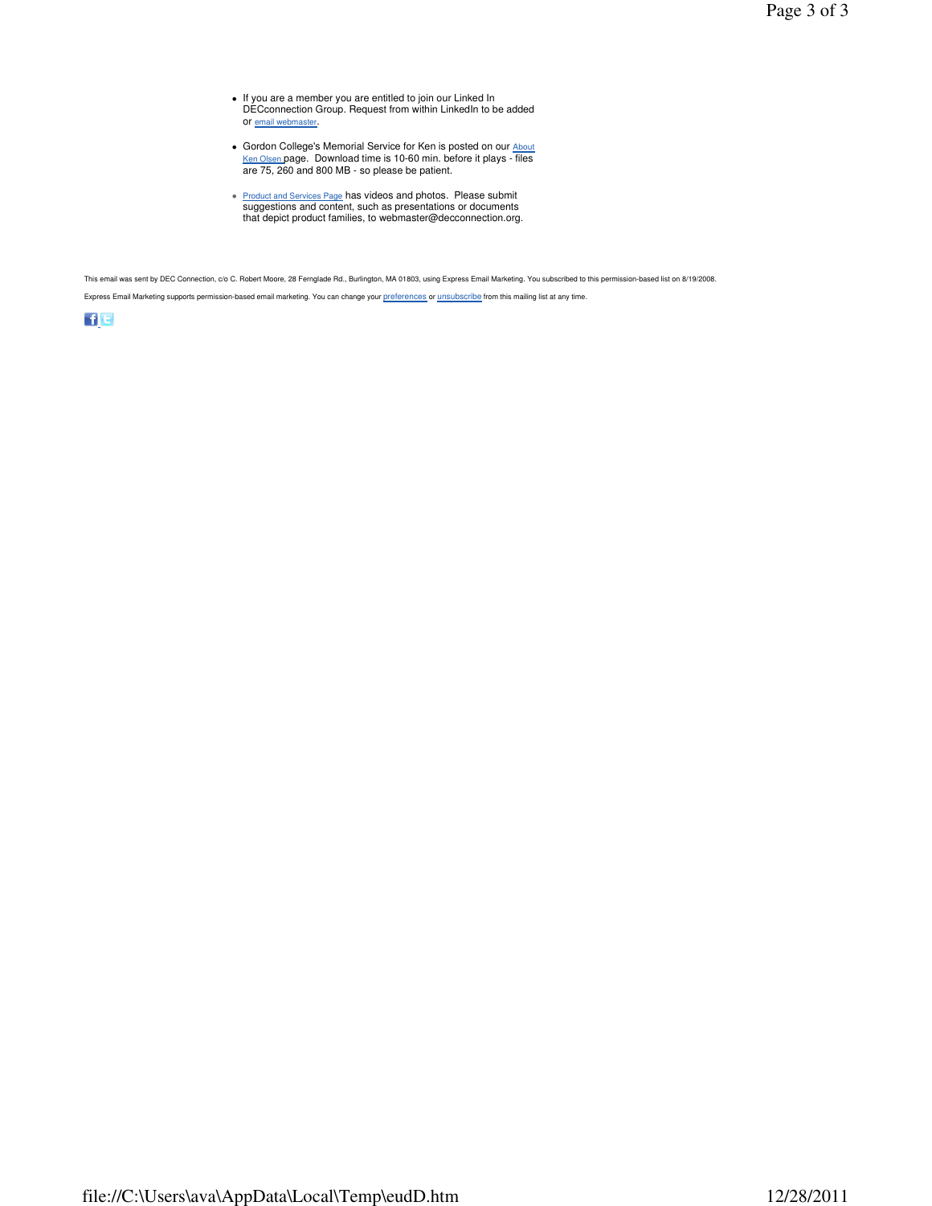- If you are a member you are entitled to join our Linked In DECconnection Group. Request from within LinkedIn to be added or email webmaster.

- Gordon College's Memorial Service for Ken is posted on our About Ken Olsen page. Download time is 10-60 min. before it plays - files are 75, 260 and 800 MB - so please be patient.

- Product and Services Page has videos and photos. Please submit suggestions and content, such as presentations or documents that depict product families, to webmaster@decconnection.org.

This email was sent by DEC Connection, c/o C. Robert Moore, 28 Fernglade Rd., Burlington, MA 01803, using Express Email Marketing. You subscribed to this permission-based list on 8/19/2008.

Express Email Marketing supports permission-based email marketing. You can change your preferences or unsubscribe from this mailing list at any time.